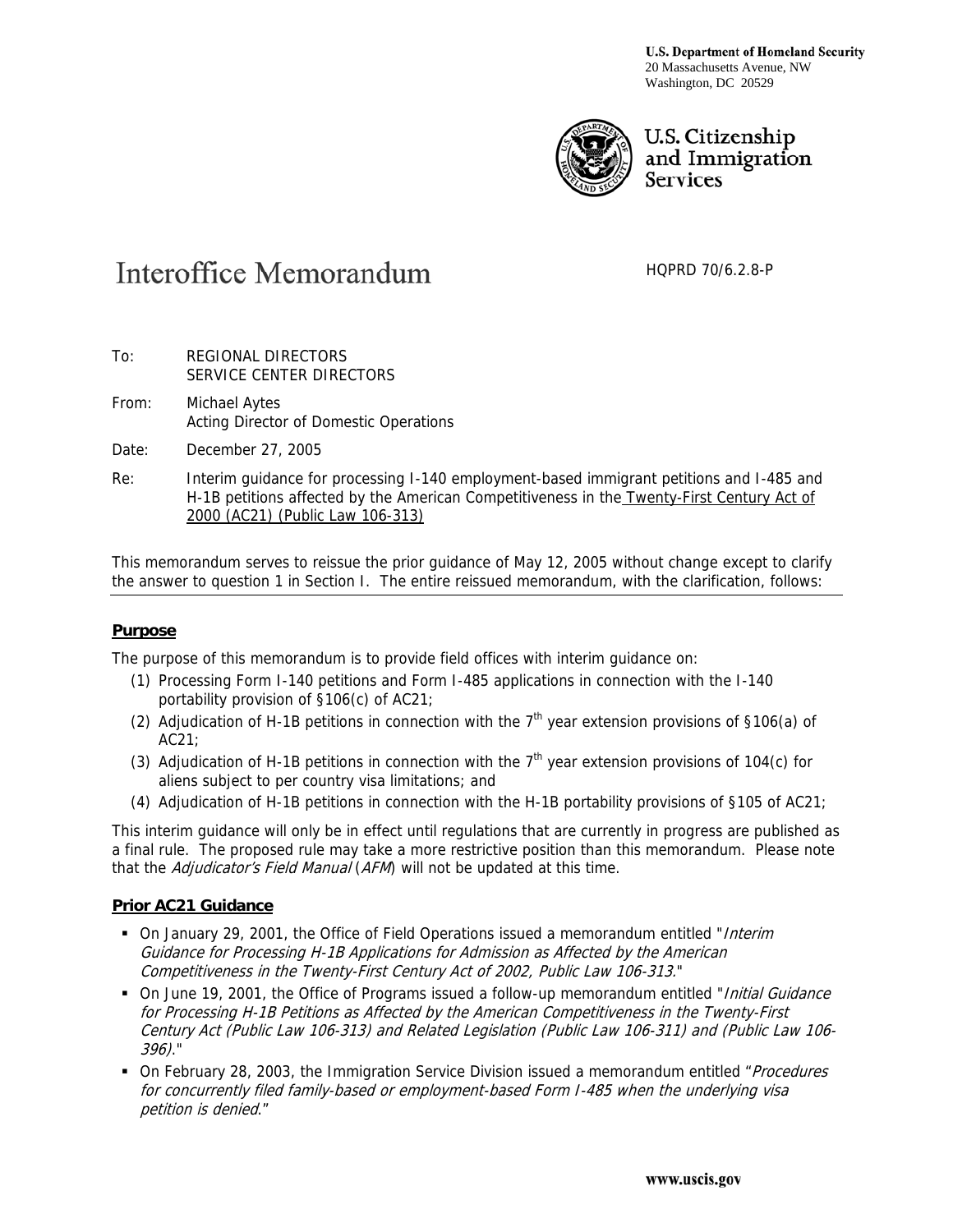**U.S. Department of Homeland Security**
20 Massachusetts Avenue, NW
Washington, DC 20529

U.S. Citizenship and Immigration Services

# Interoffice Memorandum

HQPRD 70/6.2.8-P

To: REGIONAL DIRECTORS
SERVICE CENTER DIRECTORS

From: Michael Aytes
Acting Director of Domestic Operations

Date: December 27, 2005

Re: Interim guidance for processing I-140 employment-based immigrant petitions and I-485 and H-1B petitions affected by the American Competitiveness in the Twenty-First Century Act of 2000 (AC21) (Public Law 106-313)

This memorandum serves to reissue the prior guidance of May 12, 2005 without change except to clarify the answer to question 1 in Section I. The entire reissued memorandum, with the clarification, follows:

---

## Purpose

The purpose of this memorandum is to provide field offices with interim guidance on:

1. Processing Form I-140 petitions and Form I-485 applications in connection with the I-140 portability provision of §106(c) of AC21;
2. Adjudication of H-1B petitions in connection with the 7th year extension provisions of §106(a) of AC21;
3. Adjudication of H-1B petitions in connection with the 7th year extension provisions of 104(c) for aliens subject to per country visa limitations; and
4. Adjudication of H-1B petitions in connection with the H-1B portability provisions of §105 of AC21;

This interim guidance will only be in effect until regulations that are currently in progress are published as a final rule. The proposed rule may take a more restrictive position than this memorandum. Please note that the *Adjudicator's Field Manual* (*AFM*) will not be updated at this time.

## Prior AC21 Guidance

- On January 29, 2001, the Office of Field Operations issued a memorandum entitled "*Interim Guidance for Processing H-1B Applications for Admission as Affected by the American Competitiveness in the Twenty-First Century Act of 2002, Public Law 106-313.*"
- On June 19, 2001, the Office of Programs issued a follow-up memorandum entitled "*Initial Guidance for Processing H-1B Petitions as Affected by the American Competitiveness in the Twenty-First Century Act (Public Law 106-313) and Related Legislation (Public Law 106-311) and (Public Law 106-396).*"
- On February 28, 2003, the Immigration Service Division issued a memorandum entitled "*Procedures for concurrently filed family-based or employment-based Form I-485 when the underlying visa petition is denied.*"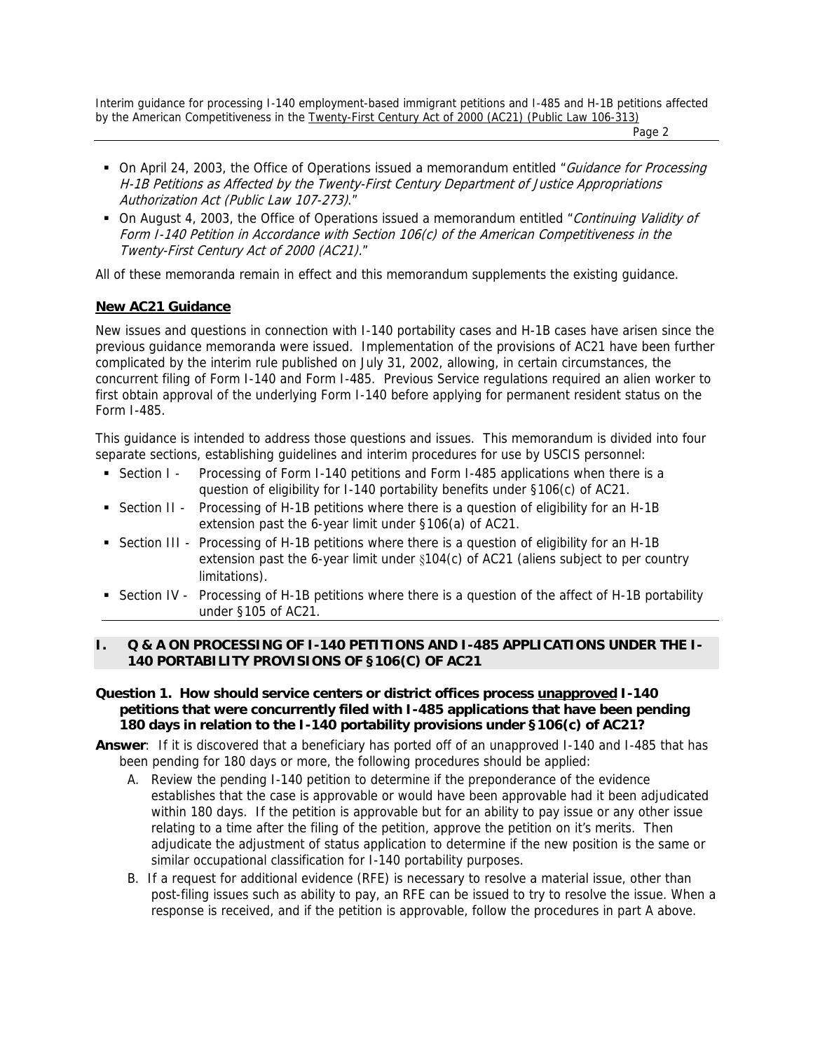- On April 24, 2003, the Office of Operations issued a memorandum entitled "*Guidance for Processing H-1B Petitions as Affected by the Twenty-First Century Department of Justice Appropriations Authorization Act (Public Law 107-273).*"
- On August 4, 2003, the Office of Operations issued a memorandum entitled "*Continuing Validity of Form I-140 Petition in Accordance with Section 106(c) of the American Competitiveness in the Twenty-First Century Act of 2000 (AC21).*"

All of these memoranda remain in effect and this memorandum supplements the existing guidance.

**New AC21 Guidance**

New issues and questions in connection with I-140 portability cases and H-1B cases have arisen since the previous guidance memoranda were issued. Implementation of the provisions of AC21 have been further complicated by the interim rule published on July 31, 2002, allowing, in certain circumstances, the concurrent filing of Form I-140 and Form I-485. Previous Service regulations required an alien worker to first obtain approval of the underlying Form I-140 before applying for permanent resident status on the Form I-485.

This guidance is intended to address those questions and issues. This memorandum is divided into four separate sections, establishing guidelines and interim procedures for use by USCIS personnel:

- Section I - Processing of Form I-140 petitions and Form I-485 applications when there is a question of eligibility for I-140 portability benefits under §106(c) of AC21.
- Section II - Processing of H-1B petitions where there is a question of eligibility for an H-1B extension past the 6-year limit under §106(a) of AC21.
- Section III - Processing of H-1B petitions where there is a question of eligibility for an H-1B extension past the 6-year limit under §104(c) of AC21 (aliens subject to per country limitations).
- Section IV - Processing of H-1B petitions where there is a question of the affect of H-1B portability under §105 of AC21.

## I. Q & A ON PROCESSING OF I-140 PETITIONS AND I-485 APPLICATIONS UNDER THE I-140 PORTABILITY PROVISIONS OF §106(C) OF AC21

**Question 1. How should service centers or district offices process unapproved I-140 petitions that were concurrently filed with I-485 applications that have been pending 180 days in relation to the I-140 portability provisions under §106(c) of AC21?**

**Answer**: If it is discovered that a beneficiary has ported off of an unapproved I-140 and I-485 that has been pending for 180 days or more, the following procedures should be applied:

A. Review the pending I-140 petition to determine if the preponderance of the evidence establishes that the case is approvable or would have been approvable had it been adjudicated within 180 days. If the petition is approvable but for an ability to pay issue or any other issue relating to a time after the filing of the petition, approve the petition on it's merits. Then adjudicate the adjustment of status application to determine if the new position is the same or similar occupational classification for I-140 portability purposes.

B. If a request for additional evidence (RFE) is necessary to resolve a material issue, other than post-filing issues such as ability to pay, an RFE can be issued to try to resolve the issue. When a response is received, and if the petition is approvable, follow the procedures in part A above.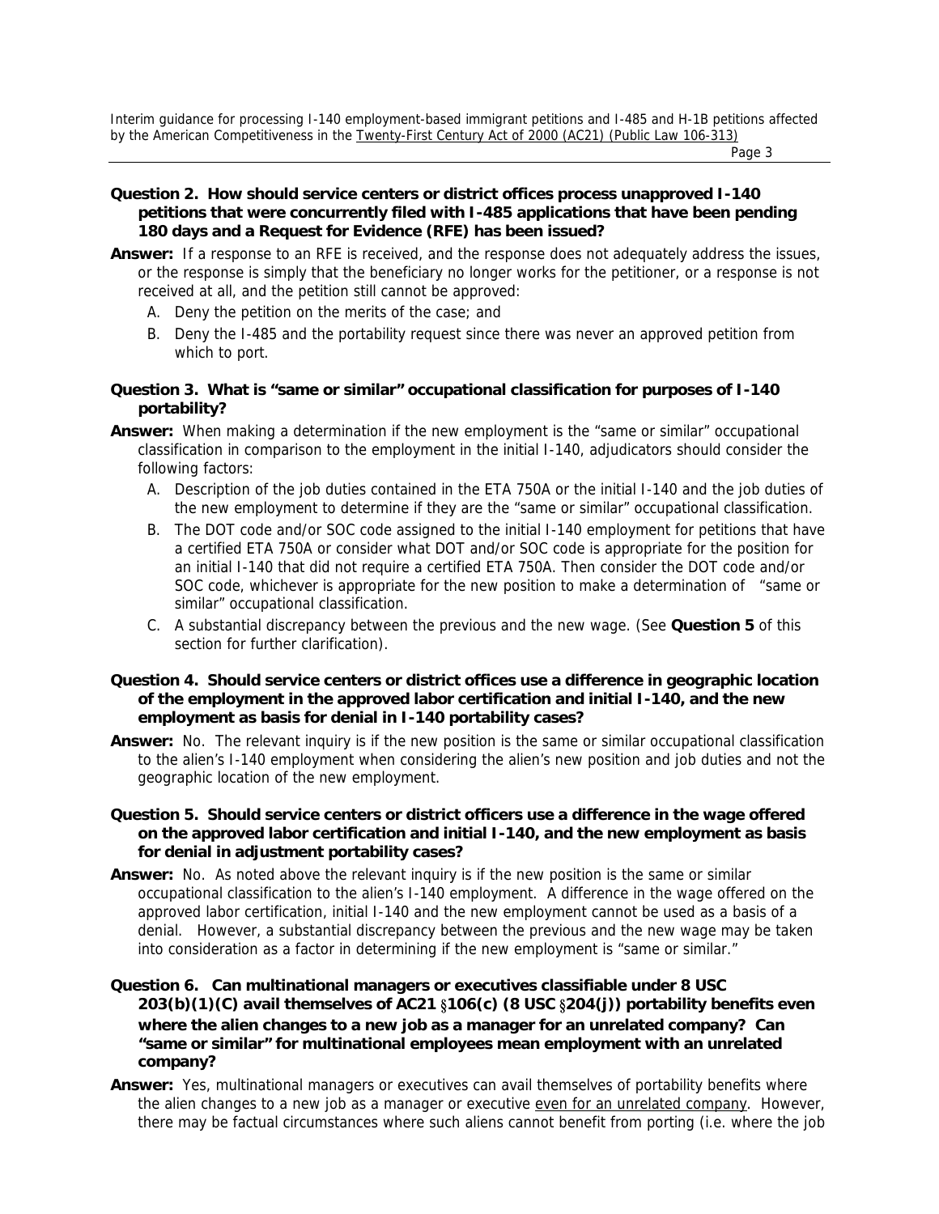**Question 2. How should service centers or district offices process unapproved I-140 petitions that were concurrently filed with I-485 applications that have been pending 180 days and a Request for Evidence (RFE) has been issued?**

**Answer:** If a response to an RFE is received, and the response does not adequately address the issues, or the response is simply that the beneficiary no longer works for the petitioner, or a response is not received at all, and the petition still cannot be approved:

A. Deny the petition on the merits of the case; and

B. Deny the I-485 and the portability request since there was never an approved petition from which to port.

**Question 3. What is "same or similar" occupational classification for purposes of I-140 portability?**

**Answer:** When making a determination if the new employment is the "same or similar" occupational classification in comparison to the employment in the initial I-140, adjudicators should consider the following factors:

A. Description of the job duties contained in the ETA 750A or the initial I-140 and the job duties of the new employment to determine if they are the "same or similar" occupational classification.

B. The DOT code and/or SOC code assigned to the initial I-140 employment for petitions that have a certified ETA 750A or consider what DOT and/or SOC code is appropriate for the position for an initial I-140 that did not require a certified ETA 750A. Then consider the DOT code and/or SOC code, whichever is appropriate for the new position to make a determination of "same or similar" occupational classification.

C. A substantial discrepancy between the previous and the new wage. (See **Question 5** of this section for further clarification).

**Question 4. Should service centers or district offices use a difference in geographic location of the employment in the approved labor certification and initial I-140, and the new employment as basis for denial in I-140 portability cases?**

**Answer:** No. The relevant inquiry is if the new position is the same or similar occupational classification to the alien's I-140 employment when considering the alien's new position and job duties and not the geographic location of the new employment.

**Question 5. Should service centers or district officers use a difference in the wage offered on the approved labor certification and initial I-140, and the new employment as basis for denial in adjustment portability cases?**

**Answer:** No. As noted above the relevant inquiry is if the new position is the same or similar occupational classification to the alien's I-140 employment. A difference in the wage offered on the approved labor certification, initial I-140 and the new employment cannot be used as a basis of a denial. However, a substantial discrepancy between the previous and the new wage may be taken into consideration as a factor in determining if the new employment is "same or similar."

**Question 6. Can multinational managers or executives classifiable under 8 USC 203(b)(1)(C) avail themselves of AC21 §106(c) (8 USC §204(j)) portability benefits even where the alien changes to a new job as a manager for an unrelated company? Can "same or similar" for multinational employees mean employment with an unrelated company?**

**Answer:** Yes, multinational managers or executives can avail themselves of portability benefits where the alien changes to a new job as a manager or executive <u>even for an unrelated company</u>. However, there may be factual circumstances where such aliens cannot benefit from porting (i.e. where the job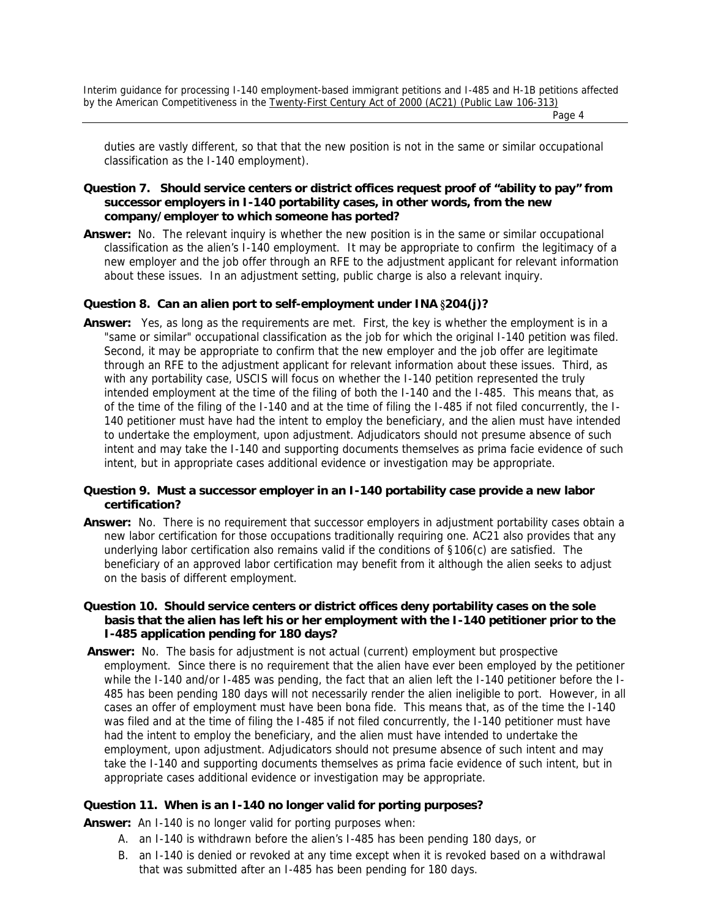duties are vastly different, so that that the new position is not in the same or similar occupational classification as the I-140 employment).

**Question 7. Should service centers or district offices request proof of "ability to pay" from successor employers in I-140 portability cases, in other words, from the new company/employer to which someone has ported?**

**Answer:** No. The relevant inquiry is whether the new position is in the same or similar occupational classification as the alien's I-140 employment. It may be appropriate to confirm the legitimacy of a new employer and the job offer through an RFE to the adjustment applicant for relevant information about these issues. In an adjustment setting, public charge is also a relevant inquiry.

**Question 8. Can an alien port to self-employment under INA §204(j)?**

**Answer:** Yes, as long as the requirements are met. First, the key is whether the employment is in a "same or similar" occupational classification as the job for which the original I-140 petition was filed. Second, it may be appropriate to confirm that the new employer and the job offer are legitimate through an RFE to the adjustment applicant for relevant information about these issues. Third, as with any portability case, USCIS will focus on whether the I-140 petition represented the truly intended employment at the time of the filing of both the I-140 and the I-485. This means that, as of the time of the filing of the I-140 and at the time of filing the I-485 if not filed concurrently, the I-140 petitioner must have had the intent to employ the beneficiary, and the alien must have intended to undertake the employment, upon adjustment. Adjudicators should not presume absence of such intent and may take the I-140 and supporting documents themselves as prima facie evidence of such intent, but in appropriate cases additional evidence or investigation may be appropriate.

**Question 9. Must a successor employer in an I-140 portability case provide a new labor certification?**

**Answer:** No. There is no requirement that successor employers in adjustment portability cases obtain a new labor certification for those occupations traditionally requiring one. AC21 also provides that any underlying labor certification also remains valid if the conditions of §106(c) are satisfied. The beneficiary of an approved labor certification may benefit from it although the alien seeks to adjust on the basis of different employment.

**Question 10. Should service centers or district offices deny portability cases on the sole basis that the alien has left his or her employment with the I-140 petitioner prior to the I-485 application pending for 180 days?**

**Answer:** No. The basis for adjustment is not actual (current) employment but prospective employment. Since there is no requirement that the alien have ever been employed by the petitioner while the I-140 and/or I-485 was pending, the fact that an alien left the I-140 petitioner before the I-485 has been pending 180 days will not necessarily render the alien ineligible to port. However, in all cases an offer of employment must have been bona fide. This means that, as of the time the I-140 was filed and at the time of filing the I-485 if not filed concurrently, the I-140 petitioner must have had the intent to employ the beneficiary, and the alien must have intended to undertake the employment, upon adjustment. Adjudicators should not presume absence of such intent and may take the I-140 and supporting documents themselves as prima facie evidence of such intent, but in appropriate cases additional evidence or investigation may be appropriate.

**Question 11. When is an I-140 no longer valid for porting purposes?**

**Answer:** An I-140 is no longer valid for porting purposes when:

A. an I-140 is withdrawn before the alien's I-485 has been pending 180 days, or

B. an I-140 is denied or revoked at any time except when it is revoked based on a withdrawal that was submitted after an I-485 has been pending for 180 days.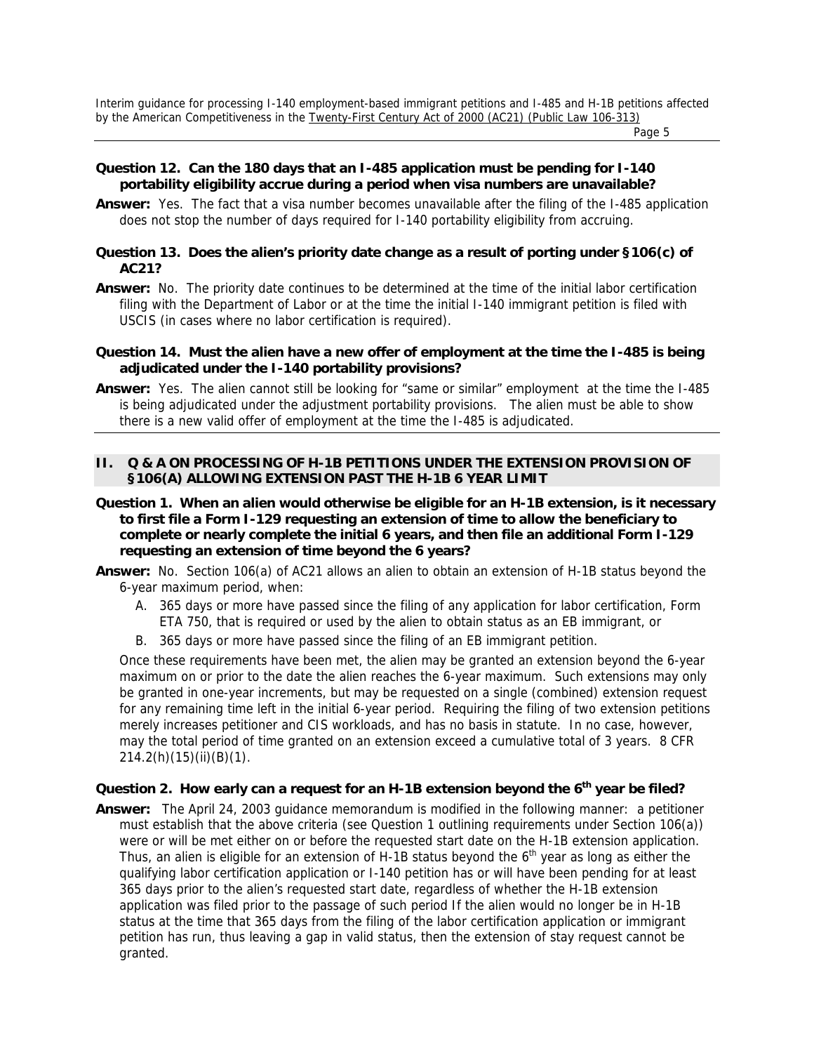**Question 12. Can the 180 days that an I-485 application must be pending for I-140 portability eligibility accrue during a period when visa numbers are unavailable?**

**Answer:** Yes. The fact that a visa number becomes unavailable after the filing of the I-485 application does not stop the number of days required for I-140 portability eligibility from accruing.

**Question 13. Does the alien's priority date change as a result of porting under §106(c) of AC21?**

**Answer:** No. The priority date continues to be determined at the time of the initial labor certification filing with the Department of Labor or at the time the initial I-140 immigrant petition is filed with USCIS (in cases where no labor certification is required).

**Question 14. Must the alien have a new offer of employment at the time the I-485 is being adjudicated under the I-140 portability provisions?**

**Answer:** Yes. The alien cannot still be looking for "same or similar" employment at the time the I-485 is being adjudicated under the adjustment portability provisions. The alien must be able to show there is a new valid offer of employment at the time the I-485 is adjudicated.

## II. Q & A ON PROCESSING OF H-1B PETITIONS UNDER THE EXTENSION PROVISION OF §106(A) ALLOWING EXTENSION PAST THE H-1B 6 YEAR LIMIT

**Question 1. When an alien would otherwise be eligible for an H-1B extension, is it necessary to first file a Form I-129 requesting an extension of time to allow the beneficiary to complete or nearly complete the initial 6 years, and then file an additional Form I-129 requesting an extension of time beyond the 6 years?**

**Answer:** No. Section 106(a) of AC21 allows an alien to obtain an extension of H-1B status beyond the 6-year maximum period, when:

A. 365 days or more have passed since the filing of any application for labor certification, Form ETA 750, that is required or used by the alien to obtain status as an EB immigrant, or

B. 365 days or more have passed since the filing of an EB immigrant petition.

Once these requirements have been met, the alien may be granted an extension beyond the 6-year maximum on or prior to the date the alien reaches the 6-year maximum. Such extensions may only be granted in one-year increments, but may be requested on a single (combined) extension request for any remaining time left in the initial 6-year period. Requiring the filing of two extension petitions merely increases petitioner and CIS workloads, and has no basis in statute. In no case, however, may the total period of time granted on an extension exceed a cumulative total of 3 years. 8 CFR 214.2(h)(15)(ii)(B)(1).

**Question 2. How early can a request for an H-1B extension beyond the 6th year be filed?**

**Answer:** The April 24, 2003 guidance memorandum is modified in the following manner: a petitioner must establish that the above criteria (see Question 1 outlining requirements under Section 106(a)) were or will be met either on or before the requested start date on the H-1B extension application. Thus, an alien is eligible for an extension of H-1B status beyond the 6th year as long as either the qualifying labor certification application or I-140 petition has or will have been pending for at least 365 days prior to the alien's requested start date, regardless of whether the H-1B extension application was filed prior to the passage of such period If the alien would no longer be in H-1B status at the time that 365 days from the filing of the labor certification application or immigrant petition has run, thus leaving a gap in valid status, then the extension of stay request cannot be granted.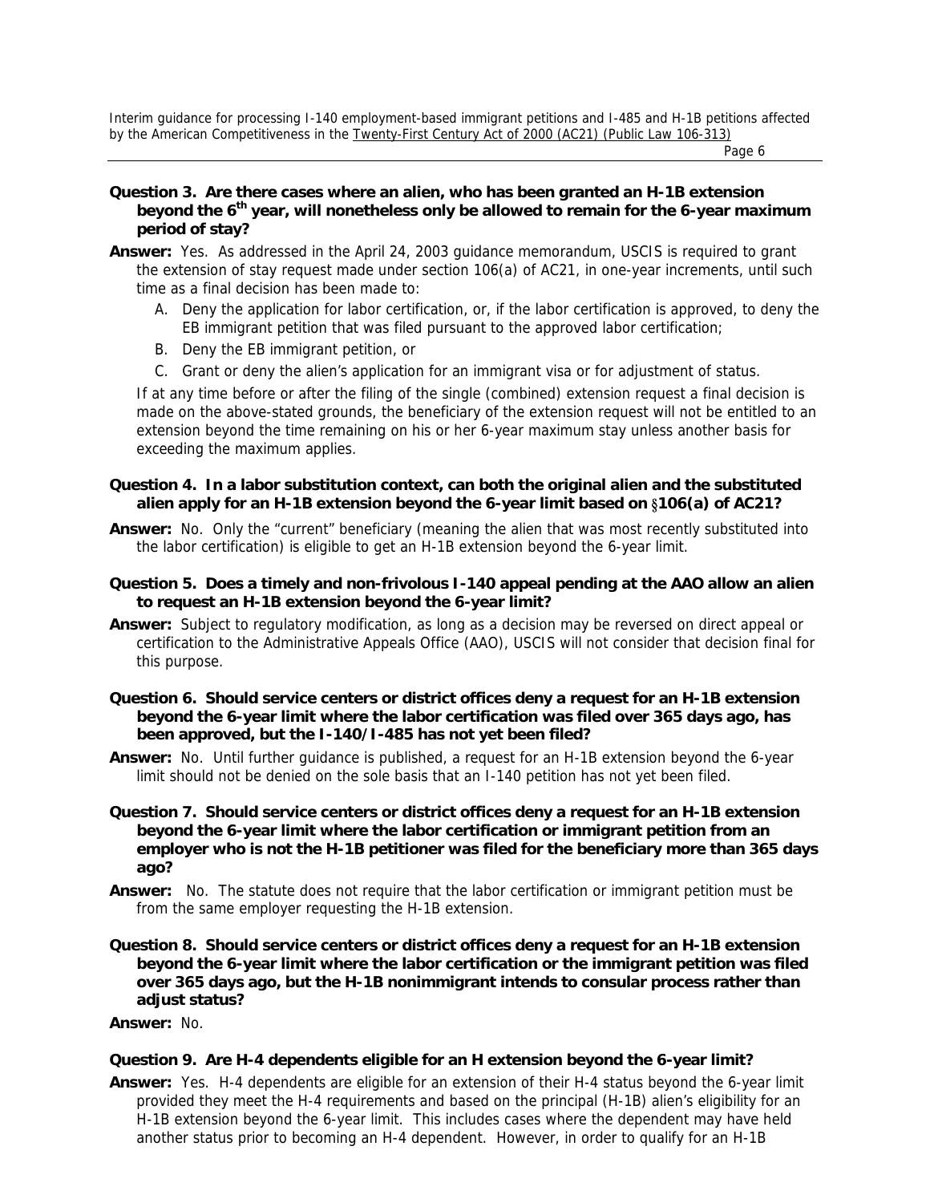**Question 3. Are there cases where an alien, who has been granted an H-1B extension beyond the 6$^{th}$ year, will nonetheless only be allowed to remain for the 6-year maximum period of stay?**

**Answer:** Yes. As addressed in the April 24, 2003 guidance memorandum, USCIS is required to grant the extension of stay request made under section 106(a) of AC21, in one-year increments, until such time as a final decision has been made to:

A. Deny the application for labor certification, or, if the labor certification is approved, to deny the EB immigrant petition that was filed pursuant to the approved labor certification;
B. Deny the EB immigrant petition, or
C. Grant or deny the alien's application for an immigrant visa or for adjustment of status.

If at any time before or after the filing of the single (combined) extension request a final decision is made on the above-stated grounds, the beneficiary of the extension request will not be entitled to an extension beyond the time remaining on his or her 6-year maximum stay unless another basis for exceeding the maximum applies.

**Question 4. In a labor substitution context, can both the original alien and the substituted alien apply for an H-1B extension beyond the 6-year limit based on §106(a) of AC21?**

**Answer:** No. Only the "current" beneficiary (meaning the alien that was most recently substituted into the labor certification) is eligible to get an H-1B extension beyond the 6-year limit.

**Question 5. Does a timely and non-frivolous I-140 appeal pending at the AAO allow an alien to request an H-1B extension beyond the 6-year limit?**

**Answer:** Subject to regulatory modification, as long as a decision may be reversed on direct appeal or certification to the Administrative Appeals Office (AAO), USCIS will not consider that decision final for this purpose.

**Question 6. Should service centers or district offices deny a request for an H-1B extension beyond the 6-year limit where the labor certification was filed over 365 days ago, has been approved, but the I-140/I-485 has not yet been filed?**

**Answer:** No. Until further guidance is published, a request for an H-1B extension beyond the 6-year limit should not be denied on the sole basis that an I-140 petition has not yet been filed.

**Question 7. Should service centers or district offices deny a request for an H-1B extension beyond the 6-year limit where the labor certification or immigrant petition from an employer who is not the H-1B petitioner was filed for the beneficiary more than 365 days ago?**

**Answer:** No. The statute does not require that the labor certification or immigrant petition must be from the same employer requesting the H-1B extension.

**Question 8. Should service centers or district offices deny a request for an H-1B extension beyond the 6-year limit where the labor certification or the immigrant petition was filed over 365 days ago, but the H-1B nonimmigrant intends to consular process rather than adjust status?**

**Answer:** No.

**Question 9. Are H-4 dependents eligible for an H extension beyond the 6-year limit?**

**Answer:** Yes. H-4 dependents are eligible for an extension of their H-4 status beyond the 6-year limit provided they meet the H-4 requirements and based on the principal (H-1B) alien's eligibility for an H-1B extension beyond the 6-year limit. This includes cases where the dependent may have held another status prior to becoming an H-4 dependent. However, in order to qualify for an H-1B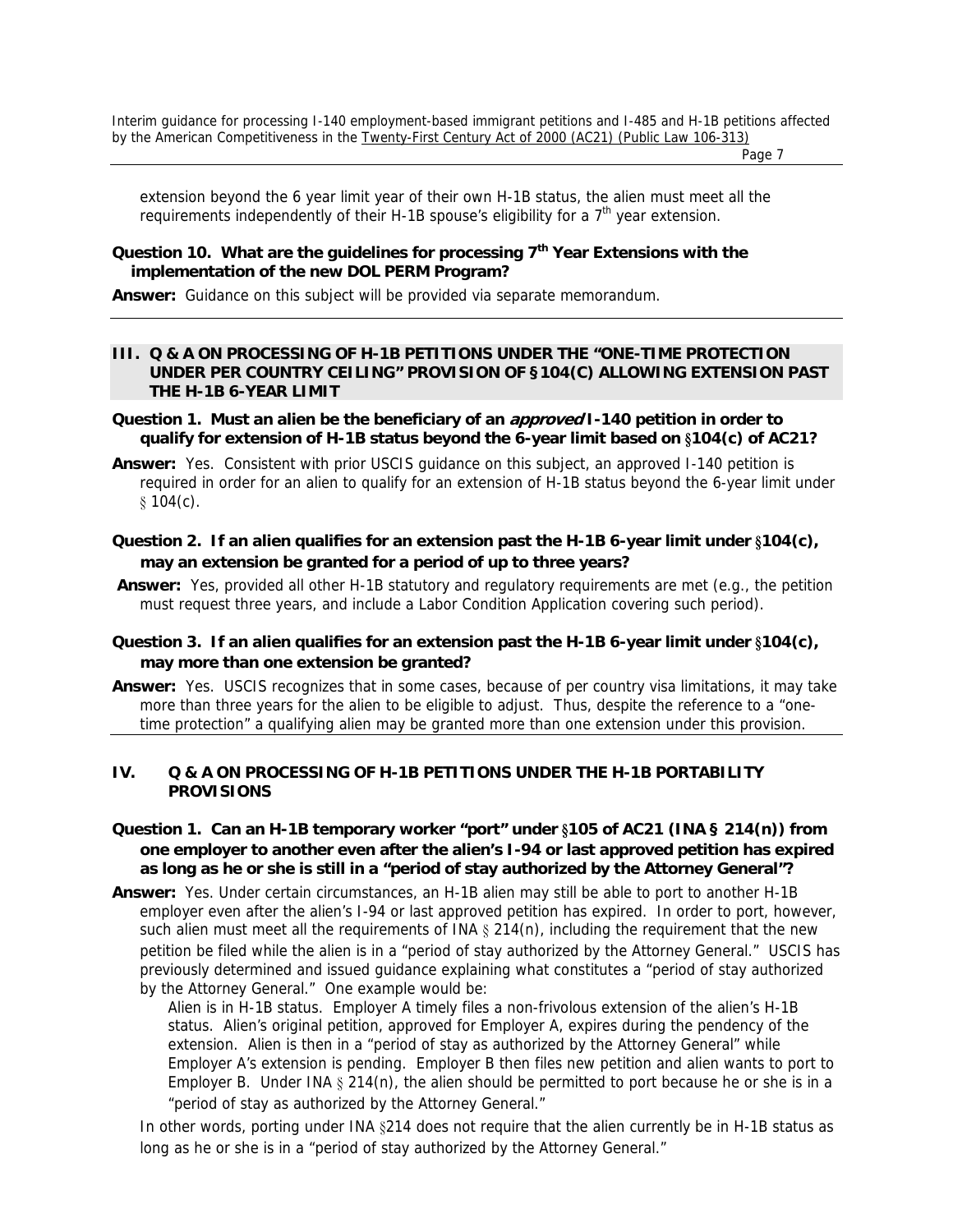extension beyond the 6 year limit year of their own H-1B status, the alien must meet all the requirements independently of their H-1B spouse's eligibility for a 7th year extension.

**Question 10. What are the guidelines for processing 7th Year Extensions with the implementation of the new DOL PERM Program?**

**Answer:** Guidance on this subject will be provided via separate memorandum.

---

## III. Q & A ON PROCESSING OF H-1B PETITIONS UNDER THE "ONE-TIME PROTECTION UNDER PER COUNTRY CEILING" PROVISION OF §104(C) ALLOWING EXTENSION PAST THE H-1B 6-YEAR LIMIT

**Question 1. Must an alien be the beneficiary of an *approved* I-140 petition in order to qualify for extension of H-1B status beyond the 6-year limit based on §104(c) of AC21?**

**Answer:** Yes. Consistent with prior USCIS guidance on this subject, an approved I-140 petition is required in order for an alien to qualify for an extension of H-1B status beyond the 6-year limit under § 104(c).

**Question 2. If an alien qualifies for an extension past the H-1B 6-year limit under §104(c), may an extension be granted for a period of up to three years?**

**Answer:** Yes, provided all other H-1B statutory and regulatory requirements are met (e.g., the petition must request three years, and include a Labor Condition Application covering such period).

**Question 3. If an alien qualifies for an extension past the H-1B 6-year limit under §104(c), may more than one extension be granted?**

**Answer:** Yes. USCIS recognizes that in some cases, because of per country visa limitations, it may take more than three years for the alien to be eligible to adjust. Thus, despite the reference to a "one-time protection" a qualifying alien may be granted more than one extension under this provision.

---

## IV. Q & A ON PROCESSING OF H-1B PETITIONS UNDER THE H-1B PORTABILITY PROVISIONS

**Question 1. Can an H-1B temporary worker "port" under §105 of AC21 (INA § 214(n)) from one employer to another even after the alien's I-94 or last approved petition has expired as long as he or she is still in a "period of stay authorized by the Attorney General"?**

**Answer:** Yes. Under certain circumstances, an H-1B alien may still be able to port to another H-1B employer even after the alien's I-94 or last approved petition has expired. In order to port, however, such alien must meet all the requirements of INA § 214(n), including the requirement that the new petition be filed while the alien is in a "period of stay authorized by the Attorney General." USCIS has previously determined and issued guidance explaining what constitutes a "period of stay authorized by the Attorney General." One example would be:

> Alien is in H-1B status. Employer A timely files a non-frivolous extension of the alien's H-1B status. Alien's original petition, approved for Employer A, expires during the pendency of the extension. Alien is then in a "period of stay as authorized by the Attorney General" while Employer A's extension is pending. Employer B then files new petition and alien wants to port to Employer B. Under INA § 214(n), the alien should be permitted to port because he or she is in a "period of stay as authorized by the Attorney General."

In other words, porting under INA §214 does not require that the alien currently be in H-1B status as long as he or she is in a "period of stay authorized by the Attorney General."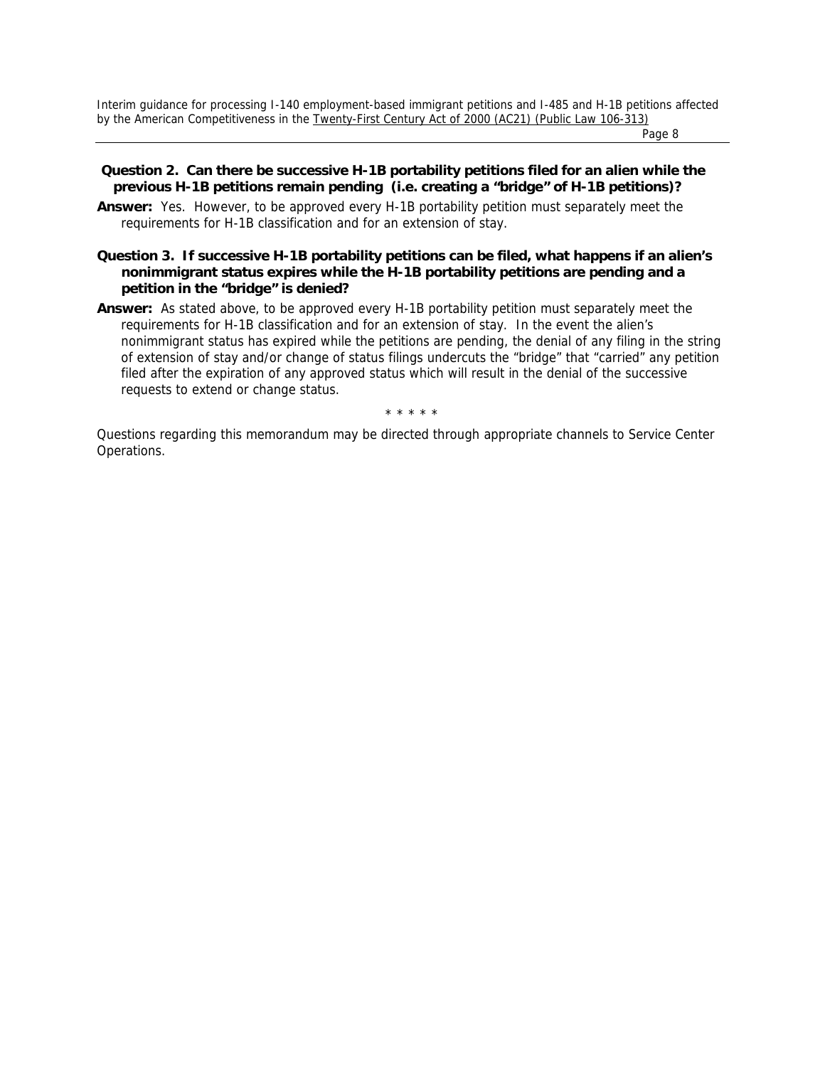**Question 2. Can there be successive H-1B portability petitions filed for an alien while the previous H-1B petitions remain pending (i.e. creating a "bridge" of H-1B petitions)?**

**Answer:** Yes. However, to be approved every H-1B portability petition must separately meet the requirements for H-1B classification and for an extension of stay.

**Question 3. If successive H-1B portability petitions can be filed, what happens if an alien's nonimmigrant status expires while the H-1B portability petitions are pending and a petition in the "bridge" is denied?**

**Answer:** As stated above, to be approved every H-1B portability petition must separately meet the requirements for H-1B classification and for an extension of stay. In the event the alien's nonimmigrant status has expired while the petitions are pending, the denial of any filing in the string of extension of stay and/or change of status filings undercuts the "bridge" that "carried" any petition filed after the expiration of any approved status which will result in the denial of the successive requests to extend or change status.

\* \* \* \* \*

Questions regarding this memorandum may be directed through appropriate channels to Service Center Operations.